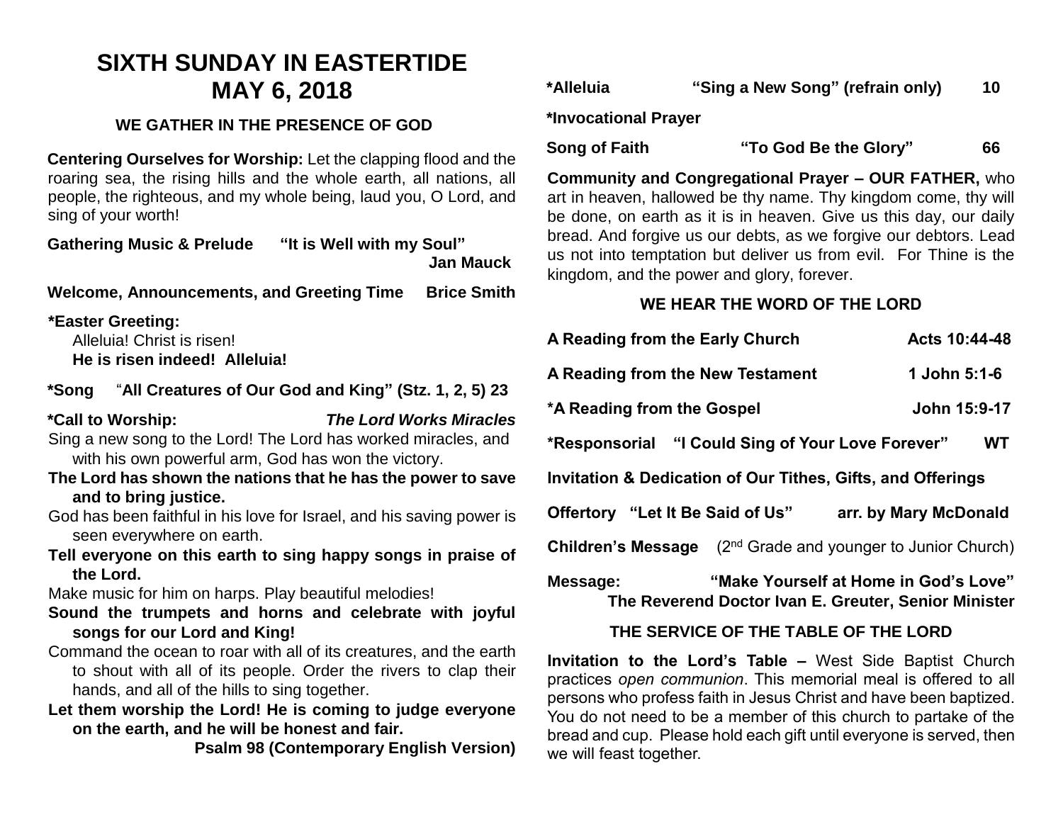# SIXTH SUNDAY IN EASTERTIDE
# MAY 6, 2018

## WE GATHER IN THE PRESENCE OF GOD

**Centering Ourselves for Worship:** Let the clapping flood and the roaring sea, the rising hills and the whole earth, all nations, all people, the righteous, and my whole being, laud you, O Lord, and sing of your worth!

**Gathering Music & Prelude** **"It is Well with my Soul"** **Jan Mauck**

**Welcome, Announcements, and Greeting Time** **Brice Smith**

***Easter Greeting:**
Alleluia! Christ is risen!
**He is risen indeed! Alleluia!**

***Song** "**All Creatures of Our God and King" (Stz. 1, 2, 5) 23**

***Call to Worship:** ***The Lord Works Miracles***

Sing a new song to the Lord! The Lord has worked miracles, and with his own powerful arm, God has won the victory.

**The Lord has shown the nations that he has the power to save and to bring justice.**

God has been faithful in his love for Israel, and his saving power is seen everywhere on earth.

**Tell everyone on this earth to sing happy songs in praise of the Lord.**

Make music for him on harps. Play beautiful melodies!

**Sound the trumpets and horns and celebrate with joyful songs for our Lord and King!**

Command the ocean to roar with all of its creatures, and the earth to shout with all of its people. Order the rivers to clap their hands, and all of the hills to sing together.

**Let them worship the Lord! He is coming to judge everyone on the earth, and he will be honest and fair.**

**Psalm 98 (Contemporary English Version)**

***Alleluia** **"Sing a New Song" (refrain only)** **10**

***Invocational Prayer**

**Song of Faith** **"To God Be the Glory"** **66**

**Community and Congregational Prayer – OUR FATHER,** who art in heaven, hallowed be thy name. Thy kingdom come, thy will be done, on earth as it is in heaven. Give us this day, our daily bread. And forgive us our debts, as we forgive our debtors. Lead us not into temptation but deliver us from evil. For Thine is the kingdom, and the power and glory, forever.

## WE HEAR THE WORD OF THE LORD

**A Reading from the Early Church** **Acts 10:44-48**

**A Reading from the New Testament** **1 John 5:1-6**

***A Reading from the Gospel** **John 15:9-17**

***Responsorial** **"I Could Sing of Your Love Forever"** **WT**

**Invitation & Dedication of Our Tithes, Gifts, and Offerings**

**Offertory** **"Let It Be Said of Us"** **arr. by Mary McDonald**

**Children's Message** (2nd Grade and younger to Junior Church)

**Message:** **"Make Yourself at Home in God's Love"**
**The Reverend Doctor Ivan E. Greuter, Senior Minister**

## THE SERVICE OF THE TABLE OF THE LORD

**Invitation to the Lord's Table –** West Side Baptist Church practices *open communion*. This memorial meal is offered to all persons who profess faith in Jesus Christ and have been baptized. You do not need to be a member of this church to partake of the bread and cup. Please hold each gift until everyone is served, then we will feast together.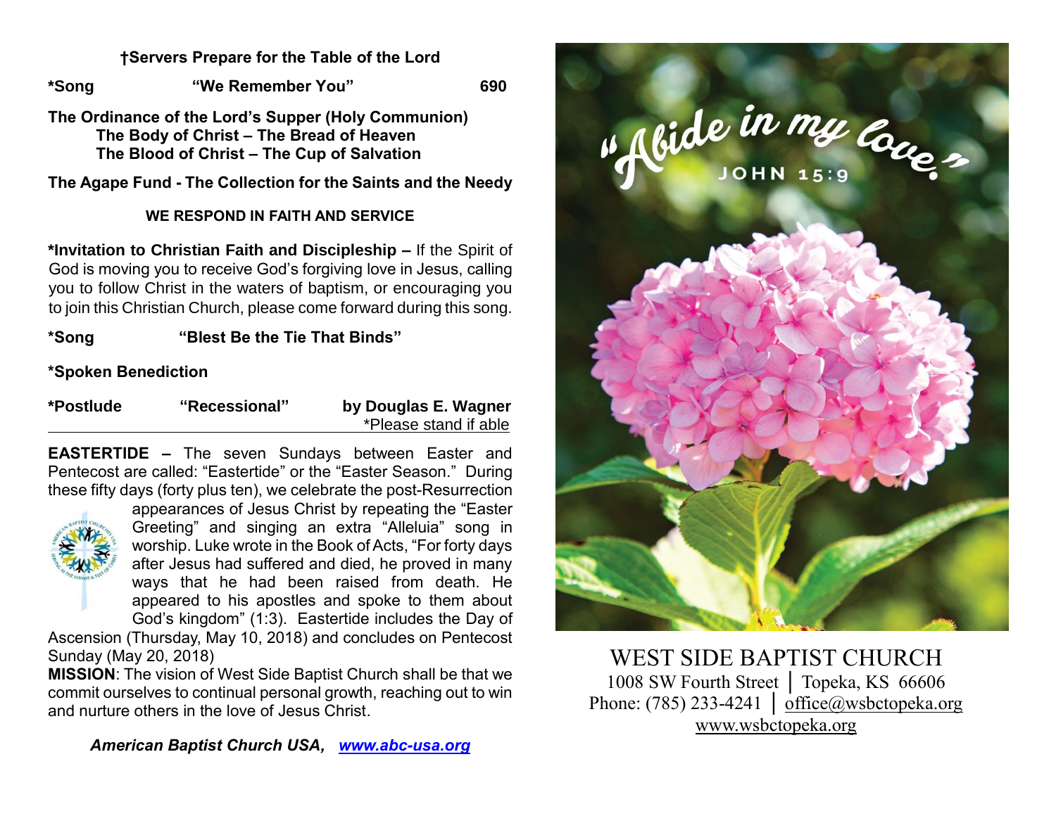**†Servers Prepare for the Table of the Lord**

**\*Song** **"We Remember You"** **690**

**The Ordinance of the Lord's Supper (Holy Communion)**
**The Body of Christ – The Bread of Heaven**
**The Blood of Christ – The Cup of Salvation**

**The Agape Fund - The Collection for the Saints and the Needy**

**WE RESPOND IN FAITH AND SERVICE**

**\*Invitation to Christian Faith and Discipleship –** If the Spirit of God is moving you to receive God's forgiving love in Jesus, calling you to follow Christ in the waters of baptism, or encouraging you to join this Christian Church, please come forward during this song.

**\*Song** **"Blest Be the Tie That Binds"**

**\*Spoken Benediction**

**\*Postlude** **"Recessional"** **by Douglas E. Wagner**

\*Please stand if able

**EASTERTIDE –** The seven Sundays between Easter and Pentecost are called: "Eastertide" or the "Easter Season." During these fifty days (forty plus ten), we celebrate the post-Resurrection appearances of Jesus Christ by repeating the "Easter Greeting" and singing an extra "Alleluia" song in worship. Luke wrote in the Book of Acts, "For forty days after Jesus had suffered and died, he proved in many ways that he had been raised from death. He appeared to his apostles and spoke to them about God's kingdom" (1:3). Eastertide includes the Day of Ascension (Thursday, May 10, 2018) and concludes on Pentecost Sunday (May 20, 2018)

**MISSION**: The vision of West Side Baptist Church shall be that we commit ourselves to continual personal growth, reaching out to win and nurture others in the love of Jesus Christ.

***American Baptist Church USA, www.abc-usa.org***

"Abide in my love." JOHN 15:9

WEST SIDE BAPTIST CHURCH
1008 SW Fourth Street | Topeka, KS 66606
Phone: (785) 233-4241 | office@wsbctopeka.org
www.wsbctopeka.org